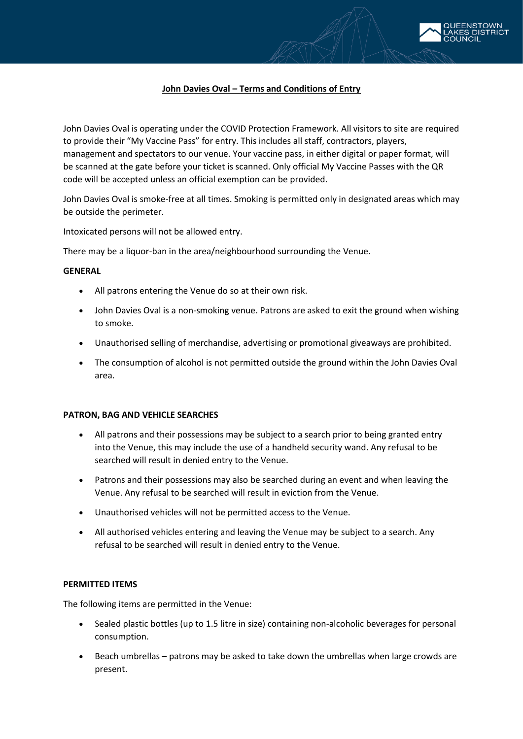# John Davies Oval – Terms and Conditions of Entry

John Davies Oval is operating under the COVID Protection Framework. All visitors to site are required to provide their "My Vaccine Pass" for entry. This includes all staff, contractors, players, management and spectators to our venue. Your vaccine pass, in either digital or paper format, will be scanned at the gate before your ticket is scanned. Only official My Vaccine Passes with the QR code will be accepted unless an official exemption can be provided.

John Davies Oval is smoke-free at all times. Smoking is permitted only in designated areas which may be outside the perimeter.

Intoxicated persons will not be allowed entry.

There may be a liquor-ban in the area/neighbourhood surrounding the Venue.

**GENERAL**

- All patrons entering the Venue do so at their own risk.
- John Davies Oval is a non-smoking venue. Patrons are asked to exit the ground when wishing to smoke.
- Unauthorised selling of merchandise, advertising or promotional giveaways are prohibited.
- The consumption of alcohol is not permitted outside the ground within the John Davies Oval area.

**PATRON, BAG AND VEHICLE SEARCHES**

- All patrons and their possessions may be subject to a search prior to being granted entry into the Venue, this may include the use of a handheld security wand. Any refusal to be searched will result in denied entry to the Venue.
- Patrons and their possessions may also be searched during an event and when leaving the Venue. Any refusal to be searched will result in eviction from the Venue.
- Unauthorised vehicles will not be permitted access to the Venue.
- All authorised vehicles entering and leaving the Venue may be subject to a search. Any refusal to be searched will result in denied entry to the Venue.

**PERMITTED ITEMS**

The following items are permitted in the Venue:

- Sealed plastic bottles (up to 1.5 litre in size) containing non-alcoholic beverages for personal consumption.
- Beach umbrellas – patrons may be asked to take down the umbrellas when large crowds are present.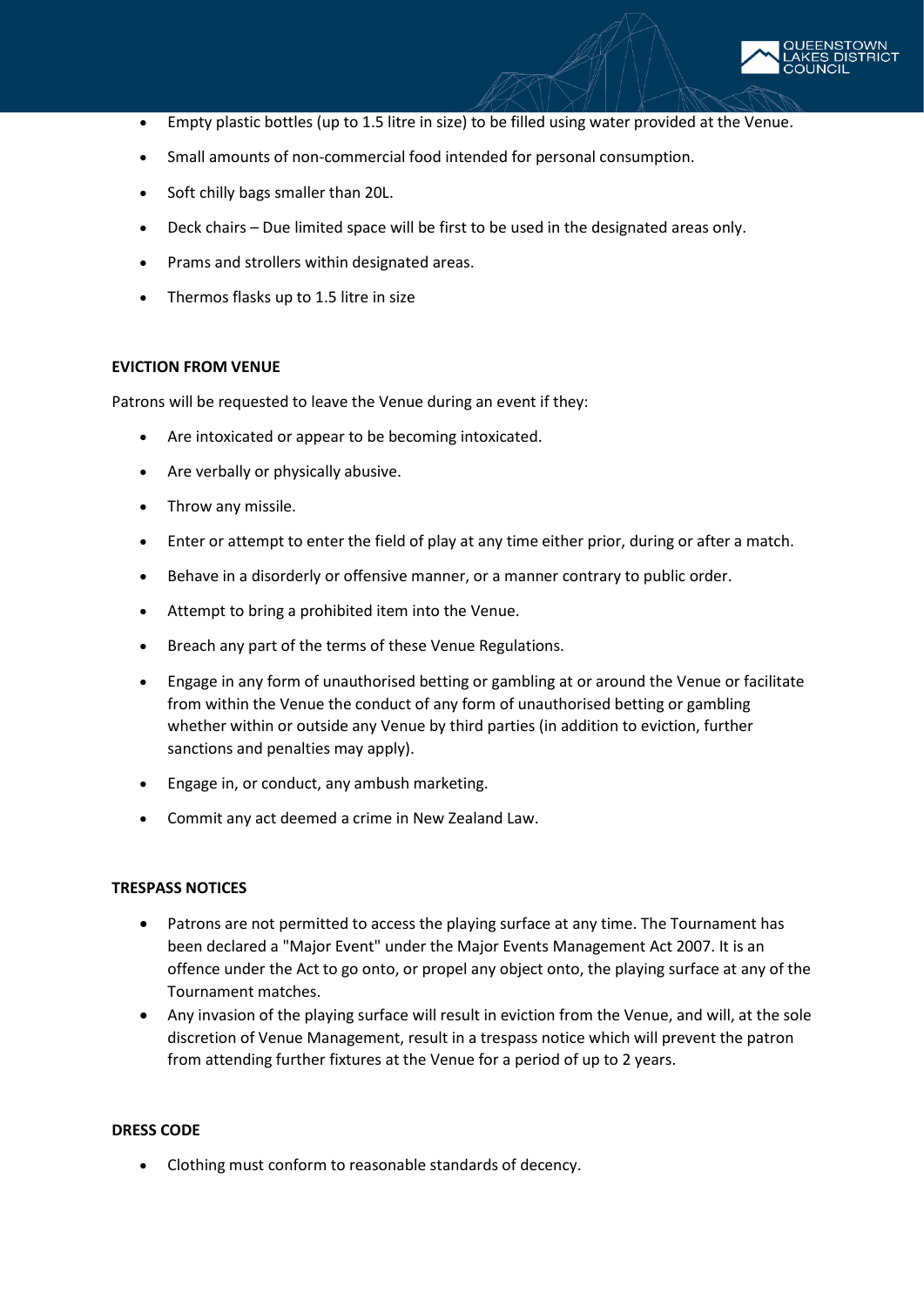- Empty plastic bottles (up to 1.5 litre in size) to be filled using water provided at the Venue.
- Small amounts of non-commercial food intended for personal consumption.
- Soft chilly bags smaller than 20L.
- Deck chairs – Due limited space will be first to be used in the designated areas only.
- Prams and strollers within designated areas.
- Thermos flasks up to 1.5 litre in size

**EVICTION FROM VENUE**

Patrons will be requested to leave the Venue during an event if they:

- Are intoxicated or appear to be becoming intoxicated.
- Are verbally or physically abusive.
- Throw any missile.
- Enter or attempt to enter the field of play at any time either prior, during or after a match.
- Behave in a disorderly or offensive manner, or a manner contrary to public order.
- Attempt to bring a prohibited item into the Venue.
- Breach any part of the terms of these Venue Regulations.
- Engage in any form of unauthorised betting or gambling at or around the Venue or facilitate from within the Venue the conduct of any form of unauthorised betting or gambling whether within or outside any Venue by third parties (in addition to eviction, further sanctions and penalties may apply).
- Engage in, or conduct, any ambush marketing.
- Commit any act deemed a crime in New Zealand Law.

**TRESPASS NOTICES**

- Patrons are not permitted to access the playing surface at any time. The Tournament has been declared a "Major Event" under the Major Events Management Act 2007. It is an offence under the Act to go onto, or propel any object onto, the playing surface at any of the Tournament matches.
- Any invasion of the playing surface will result in eviction from the Venue, and will, at the sole discretion of Venue Management, result in a trespass notice which will prevent the patron from attending further fixtures at the Venue for a period of up to 2 years.

**DRESS CODE**

- Clothing must conform to reasonable standards of decency.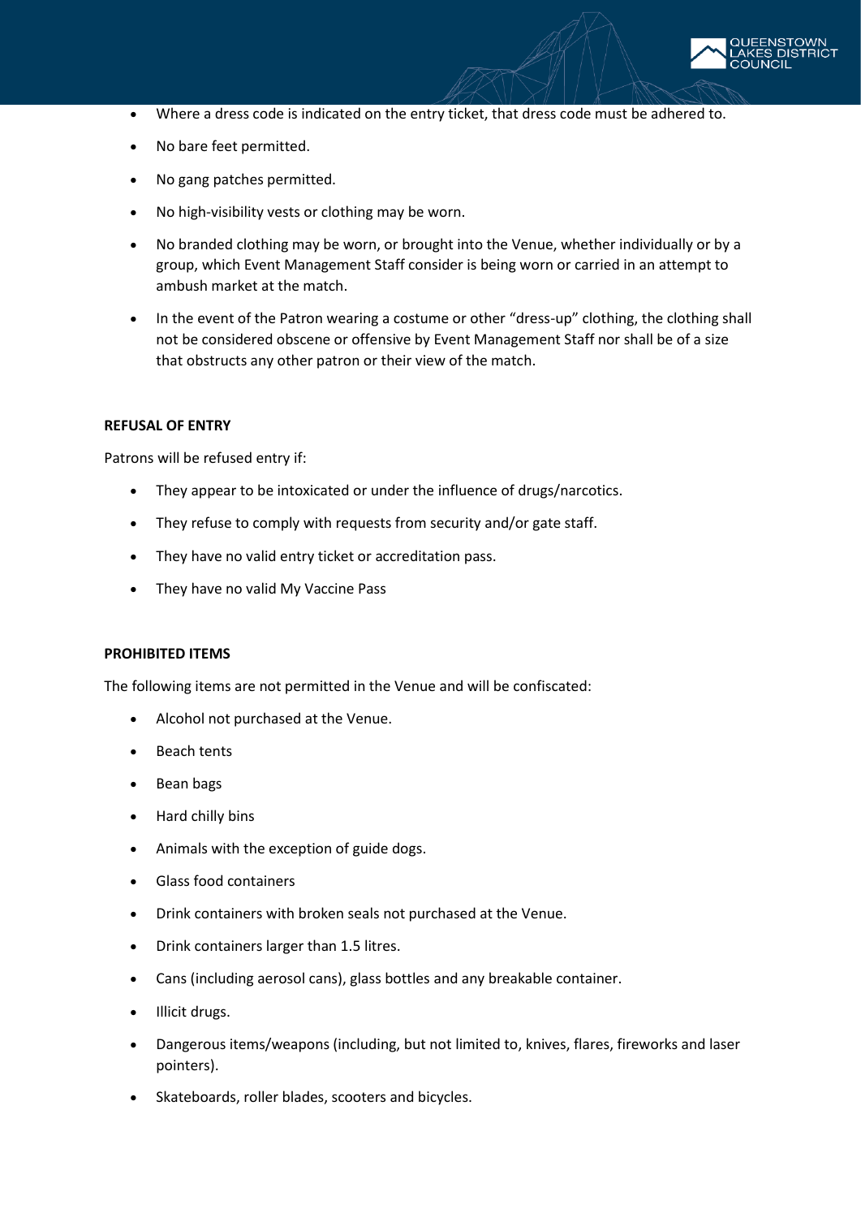- Where a dress code is indicated on the entry ticket, that dress code must be adhered to.
- No bare feet permitted.
- No gang patches permitted.
- No high-visibility vests or clothing may be worn.
- No branded clothing may be worn, or brought into the Venue, whether individually or by a group, which Event Management Staff consider is being worn or carried in an attempt to ambush market at the match.
- In the event of the Patron wearing a costume or other "dress-up" clothing, the clothing shall not be considered obscene or offensive by Event Management Staff nor shall be of a size that obstructs any other patron or their view of the match.

**REFUSAL OF ENTRY**

Patrons will be refused entry if:

- They appear to be intoxicated or under the influence of drugs/narcotics.
- They refuse to comply with requests from security and/or gate staff.
- They have no valid entry ticket or accreditation pass.
- They have no valid My Vaccine Pass

**PROHIBITED ITEMS**

The following items are not permitted in the Venue and will be confiscated:

- Alcohol not purchased at the Venue.
- Beach tents
- Bean bags
- Hard chilly bins
- Animals with the exception of guide dogs.
- Glass food containers
- Drink containers with broken seals not purchased at the Venue.
- Drink containers larger than 1.5 litres.
- Cans (including aerosol cans), glass bottles and any breakable container.
- Illicit drugs.
- Dangerous items/weapons (including, but not limited to, knives, flares, fireworks and laser pointers).
- Skateboards, roller blades, scooters and bicycles.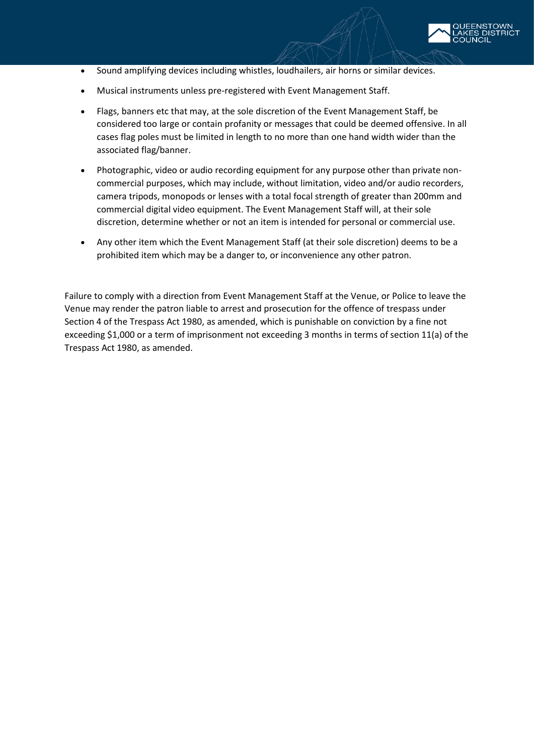- Sound amplifying devices including whistles, loudhailers, air horns or similar devices.
- Musical instruments unless pre-registered with Event Management Staff.
- Flags, banners etc that may, at the sole discretion of the Event Management Staff, be considered too large or contain profanity or messages that could be deemed offensive. In all cases flag poles must be limited in length to no more than one hand width wider than the associated flag/banner.
- Photographic, video or audio recording equipment for any purpose other than private non-commercial purposes, which may include, without limitation, video and/or audio recorders, camera tripods, monopods or lenses with a total focal strength of greater than 200mm and commercial digital video equipment. The Event Management Staff will, at their sole discretion, determine whether or not an item is intended for personal or commercial use.
- Any other item which the Event Management Staff (at their sole discretion) deems to be a prohibited item which may be a danger to, or inconvenience any other patron.

Failure to comply with a direction from Event Management Staff at the Venue, or Police to leave the Venue may render the patron liable to arrest and prosecution for the offence of trespass under Section 4 of the Trespass Act 1980, as amended, which is punishable on conviction by a fine not exceeding $1,000 or a term of imprisonment not exceeding 3 months in terms of section 11(a) of the Trespass Act 1980, as amended.